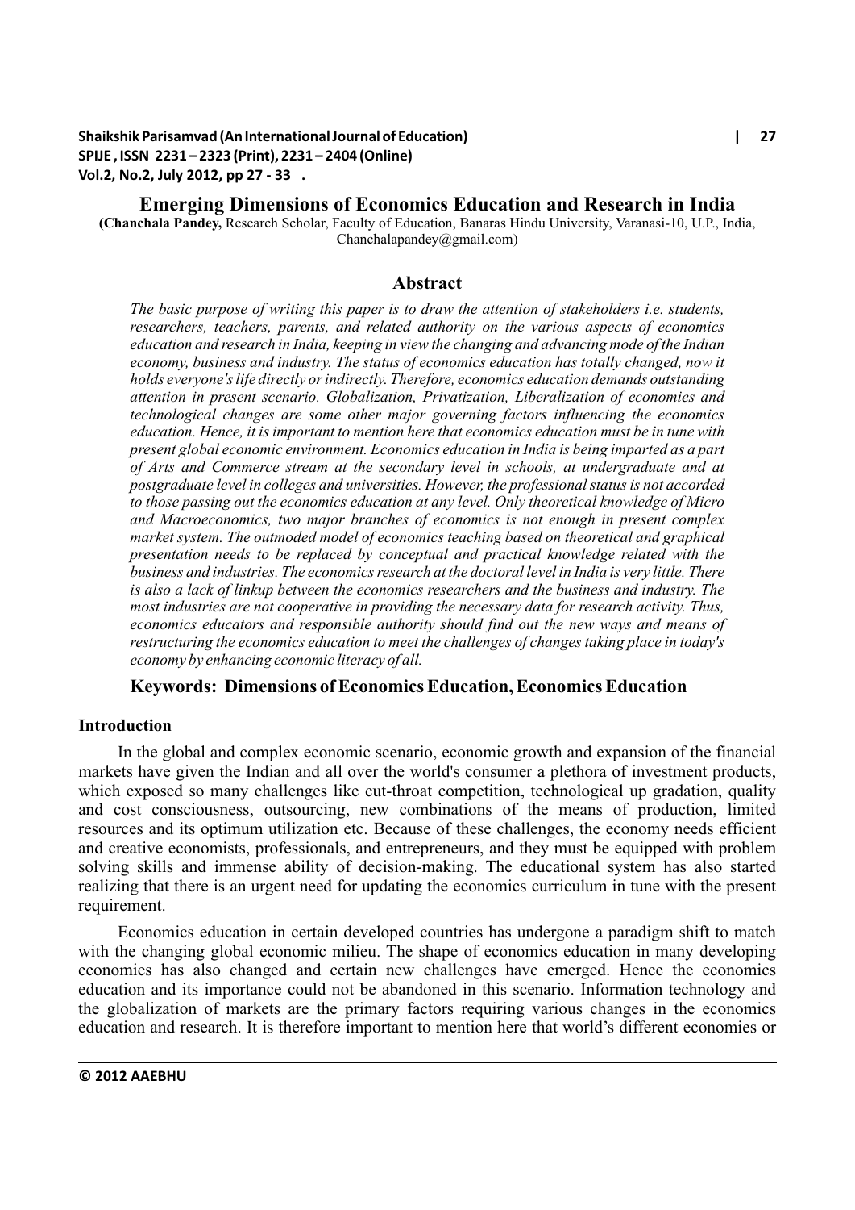# Emerging Dimensions of Economics Education and Research in India

**(Chanchala Pandey,** Research Scholar, Faculty of Education, Banaras Hindu University, Varanasi-10, U.P., India, Chanchalapandey@gmail.com)

## Abstract

*The basic purpose of writing this paper is to draw the attention of stakeholders i.e. students, researchers, teachers, parents, and related authority on the various aspects of economics education and research in India, keeping in view the changing and advancing mode of the Indian economy, business and industry. The status of economics education has totally changed, now it holds everyone's life directly or indirectly. Therefore, economics education demands outstanding attention in present scenario. Globalization, Privatization, Liberalization of economies and technological changes are some other major governing factors influencing the economics education. Hence, it is important to mention here that economics education must be in tune with present global economic environment. Economics education in India is being imparted as a part of Arts and Commerce stream at the secondary level in schools, at undergraduate and at postgraduate level in colleges and universities. However, the professional status is not accorded to those passing out the economics education at any level. Only theoretical knowledge of Micro and Macroeconomics, two major branches of economics is not enough in present complex market system. The outmoded model of economics teaching based on theoretical and graphical presentation needs to be replaced by conceptual and practical knowledge related with the business and industries. The economics research at the doctoral level in India is very little. There is also a lack of linkup between the economics researchers and the business and industry. The most industries are not cooperative in providing the necessary data for research activity. Thus, economics educators and responsible authority should find out the new ways and means of restructuring the economics education to meet the challenges of changes taking place in today's economy by enhancing economic literacy of all.*

**Keywords: Dimensions of Economics Education, Economics Education**

## Introduction

In the global and complex economic scenario, economic growth and expansion of the financial markets have given the Indian and all over the world's consumer a plethora of investment products, which exposed so many challenges like cut-throat competition, technological up gradation, quality and cost consciousness, outsourcing, new combinations of the means of production, limited resources and its optimum utilization etc. Because of these challenges, the economy needs efficient and creative economists, professionals, and entrepreneurs, and they must be equipped with problem solving skills and immense ability of decision-making. The educational system has also started realizing that there is an urgent need for updating the economics curriculum in tune with the present requirement.

Economics education in certain developed countries has undergone a paradigm shift to match with the changing global economic milieu. The shape of economics education in many developing economies has also changed and certain new challenges have emerged. Hence the economics education and its importance could not be abandoned in this scenario. Information technology and the globalization of markets are the primary factors requiring various changes in the economics education and research. It is therefore important to mention here that world's different economies or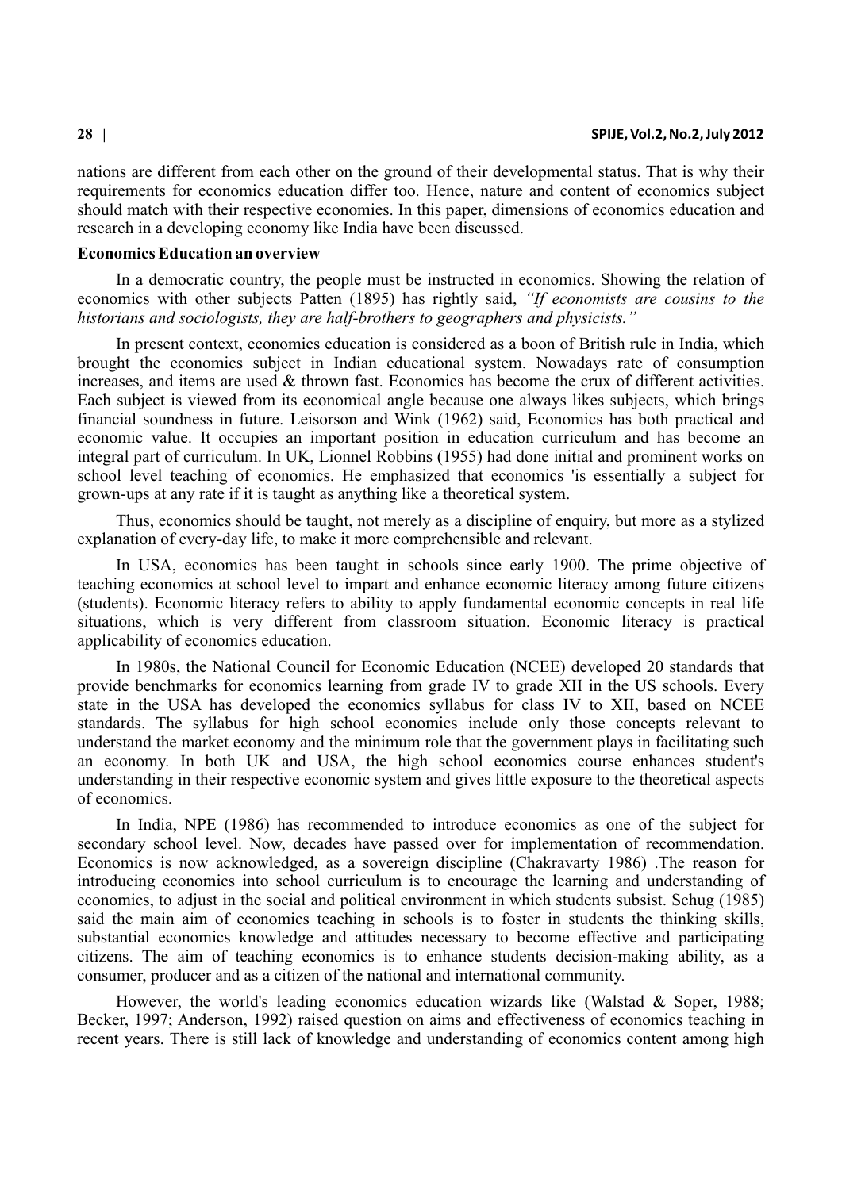nations are different from each other on the ground of their developmental status. That is why their requirements for economics education differ too. Hence, nature and content of economics subject should match with their respective economies. In this paper, dimensions of economics education and research in a developing economy like India have been discussed.

**Economics Education an overview**

In a democratic country, the people must be instructed in economics. Showing the relation of economics with other subjects Patten (1895) has rightly said, *"If economists are cousins to the historians and sociologists, they are half-brothers to geographers and physicists."*

In present context, economics education is considered as a boon of British rule in India, which brought the economics subject in Indian educational system. Nowadays rate of consumption increases, and items are used & thrown fast. Economics has become the crux of different activities. Each subject is viewed from its economical angle because one always likes subjects, which brings financial soundness in future. Leisorson and Wink (1962) said, Economics has both practical and economic value. It occupies an important position in education curriculum and has become an integral part of curriculum. In UK, Lionnel Robbins (1955) had done initial and prominent works on school level teaching of economics. He emphasized that economics 'is essentially a subject for grown-ups at any rate if it is taught as anything like a theoretical system.

Thus, economics should be taught, not merely as a discipline of enquiry, but more as a stylized explanation of every-day life, to make it more comprehensible and relevant.

In USA, economics has been taught in schools since early 1900. The prime objective of teaching economics at school level to impart and enhance economic literacy among future citizens (students). Economic literacy refers to ability to apply fundamental economic concepts in real life situations, which is very different from classroom situation. Economic literacy is practical applicability of economics education.

In 1980s, the National Council for Economic Education (NCEE) developed 20 standards that provide benchmarks for economics learning from grade IV to grade XII in the US schools. Every state in the USA has developed the economics syllabus for class IV to XII, based on NCEE standards. The syllabus for high school economics include only those concepts relevant to understand the market economy and the minimum role that the government plays in facilitating such an economy. In both UK and USA, the high school economics course enhances student's understanding in their respective economic system and gives little exposure to the theoretical aspects of economics.

In India, NPE (1986) has recommended to introduce economics as one of the subject for secondary school level. Now, decades have passed over for implementation of recommendation. Economics is now acknowledged, as a sovereign discipline (Chakravarty 1986) .The reason for introducing economics into school curriculum is to encourage the learning and understanding of economics, to adjust in the social and political environment in which students subsist. Schug (1985) said the main aim of economics teaching in schools is to foster in students the thinking skills, substantial economics knowledge and attitudes necessary to become effective and participating citizens. The aim of teaching economics is to enhance students decision-making ability, as a consumer, producer and as a citizen of the national and international community.

However, the world's leading economics education wizards like (Walstad & Soper, 1988; Becker, 1997; Anderson, 1992) raised question on aims and effectiveness of economics teaching in recent years. There is still lack of knowledge and understanding of economics content among high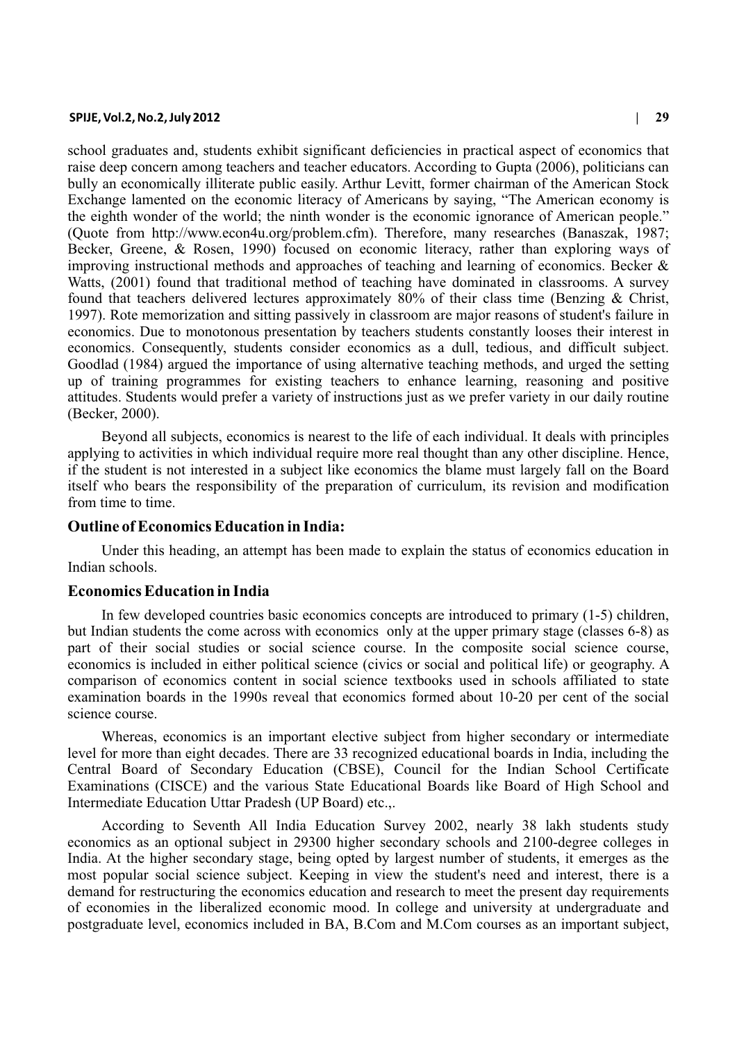school graduates and, students exhibit significant deficiencies in practical aspect of economics that raise deep concern among teachers and teacher educators. According to Gupta (2006), politicians can bully an economically illiterate public easily. Arthur Levitt, former chairman of the American Stock Exchange lamented on the economic literacy of Americans by saying, "The American economy is the eighth wonder of the world; the ninth wonder is the economic ignorance of American people." (Quote from http://www.econ4u.org/problem.cfm). Therefore, many researches (Banaszak, 1987; Becker, Greene, & Rosen, 1990) focused on economic literacy, rather than exploring ways of improving instructional methods and approaches of teaching and learning of economics. Becker & Watts, (2001) found that traditional method of teaching have dominated in classrooms. A survey found that teachers delivered lectures approximately 80% of their class time (Benzing & Christ, 1997). Rote memorization and sitting passively in classroom are major reasons of student's failure in economics. Due to monotonous presentation by teachers students constantly looses their interest in economics. Consequently, students consider economics as a dull, tedious, and difficult subject. Goodlad (1984) argued the importance of using alternative teaching methods, and urged the setting up of training programmes for existing teachers to enhance learning, reasoning and positive attitudes. Students would prefer a variety of instructions just as we prefer variety in our daily routine (Becker, 2000).

Beyond all subjects, economics is nearest to the life of each individual. It deals with principles applying to activities in which individual require more real thought than any other discipline. Hence, if the student is not interested in a subject like economics the blame must largely fall on the Board itself who bears the responsibility of the preparation of curriculum, its revision and modification from time to time.

## Outline of Economics Education in India:

Under this heading, an attempt has been made to explain the status of economics education in Indian schools.

## Economics Education in India

In few developed countries basic economics concepts are introduced to primary (1-5) children, but Indian students the come across with economics only at the upper primary stage (classes 6-8) as part of their social studies or social science course. In the composite social science course, economics is included in either political science (civics or social and political life) or geography. A comparison of economics content in social science textbooks used in schools affiliated to state examination boards in the 1990s reveal that economics formed about 10-20 per cent of the social science course.

Whereas, economics is an important elective subject from higher secondary or intermediate level for more than eight decades. There are 33 recognized educational boards in India, including the Central Board of Secondary Education (CBSE), Council for the Indian School Certificate Examinations (CISCE) and the various State Educational Boards like Board of High School and Intermediate Education Uttar Pradesh (UP Board) etc.,.

According to Seventh All India Education Survey 2002, nearly 38 lakh students study economics as an optional subject in 29300 higher secondary schools and 2100-degree colleges in India. At the higher secondary stage, being opted by largest number of students, it emerges as the most popular social science subject. Keeping in view the student's need and interest, there is a demand for restructuring the economics education and research to meet the present day requirements of economies in the liberalized economic mood. In college and university at undergraduate and postgraduate level, economics included in BA, B.Com and M.Com courses as an important subject,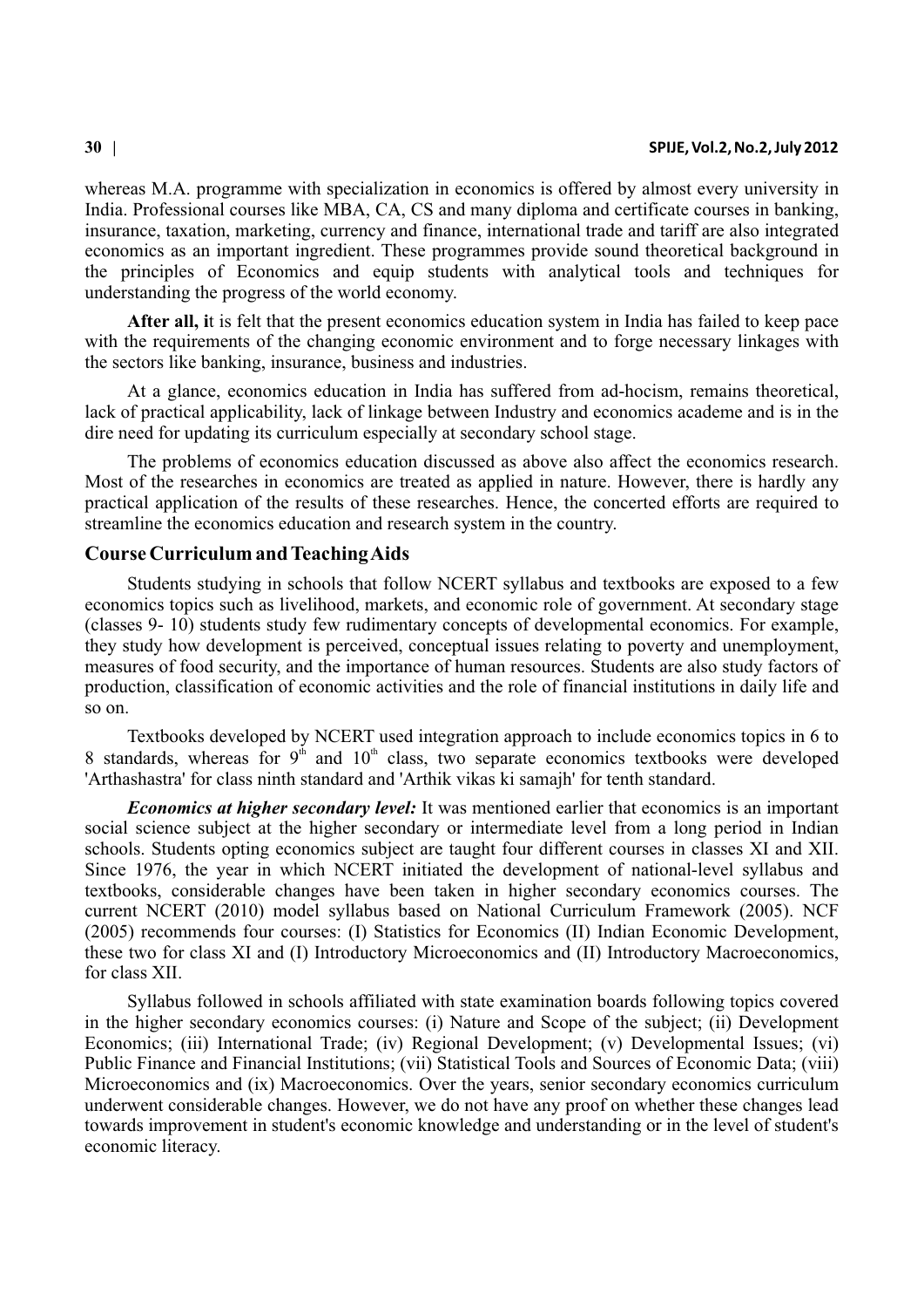whereas M.A. programme with specialization in economics is offered by almost every university in India. Professional courses like MBA, CA, CS and many diploma and certificate courses in banking, insurance, taxation, marketing, currency and finance, international trade and tariff are also integrated economics as an important ingredient. These programmes provide sound theoretical background in the principles of Economics and equip students with analytical tools and techniques for understanding the progress of the world economy.

**After all, i**t is felt that the present economics education system in India has failed to keep pace with the requirements of the changing economic environment and to forge necessary linkages with the sectors like banking, insurance, business and industries.

At a glance, economics education in India has suffered from ad-hocism, remains theoretical, lack of practical applicability, lack of linkage between Industry and economics academe and is in the dire need for updating its curriculum especially at secondary school stage.

The problems of economics education discussed as above also affect the economics research. Most of the researches in economics are treated as applied in nature. However, there is hardly any practical application of the results of these researches. Hence, the concerted efforts are required to streamline the economics education and research system in the country.

## Course Curriculum and Teaching Aids

Students studying in schools that follow NCERT syllabus and textbooks are exposed to a few economics topics such as livelihood, markets, and economic role of government. At secondary stage (classes 9- 10) students study few rudimentary concepts of developmental economics. For example, they study how development is perceived, conceptual issues relating to poverty and unemployment, measures of food security, and the importance of human resources. Students are also study factors of production, classification of economic activities and the role of financial institutions in daily life and so on.

Textbooks developed by NCERT used integration approach to include economics topics in 6 to 8 standards, whereas for 9th and 10th class, two separate economics textbooks were developed 'Arthashastra' for class ninth standard and 'Arthik vikas ki samajh' for tenth standard.

***Economics at higher secondary level:*** It was mentioned earlier that economics is an important social science subject at the higher secondary or intermediate level from a long period in Indian schools. Students opting economics subject are taught four different courses in classes XI and XII. Since 1976, the year in which NCERT initiated the development of national-level syllabus and textbooks, considerable changes have been taken in higher secondary economics courses. The current NCERT (2010) model syllabus based on National Curriculum Framework (2005). NCF (2005) recommends four courses: (I) Statistics for Economics (II) Indian Economic Development, these two for class XI and (I) Introductory Microeconomics and (II) Introductory Macroeconomics, for class XII.

Syllabus followed in schools affiliated with state examination boards following topics covered in the higher secondary economics courses: (i) Nature and Scope of the subject; (ii) Development Economics; (iii) International Trade; (iv) Regional Development; (v) Developmental Issues; (vi) Public Finance and Financial Institutions; (vii) Statistical Tools and Sources of Economic Data; (viii) Microeconomics and (ix) Macroeconomics. Over the years, senior secondary economics curriculum underwent considerable changes. However, we do not have any proof on whether these changes lead towards improvement in student's economic knowledge and understanding or in the level of student's economic literacy.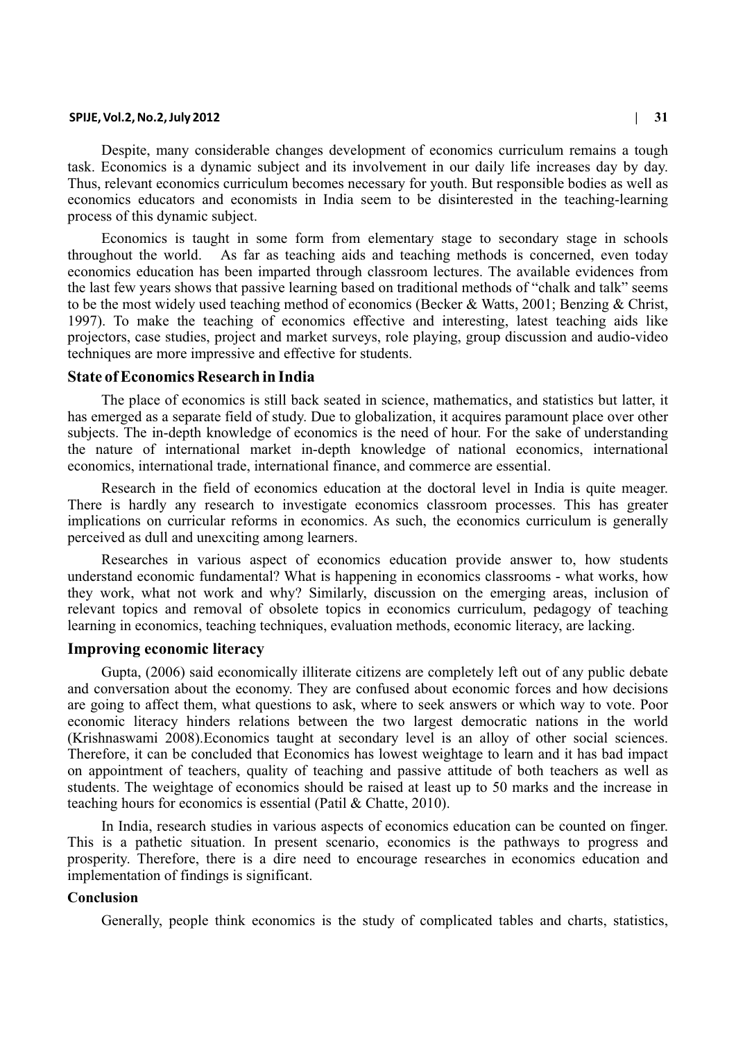Despite, many considerable changes development of economics curriculum remains a tough task. Economics is a dynamic subject and its involvement in our daily life increases day by day. Thus, relevant economics curriculum becomes necessary for youth. But responsible bodies as well as economics educators and economists in India seem to be disinterested in the teaching-learning process of this dynamic subject.

Economics is taught in some form from elementary stage to secondary stage in schools throughout the world. As far as teaching aids and teaching methods is concerned, even today economics education has been imparted through classroom lectures. The available evidences from the last few years shows that passive learning based on traditional methods of "chalk and talk" seems to be the most widely used teaching method of economics (Becker & Watts, 2001; Benzing & Christ, 1997). To make the teaching of economics effective and interesting, latest teaching aids like projectors, case studies, project and market surveys, role playing, group discussion and audio-video techniques are more impressive and effective for students.

### State of Economics Research in India

The place of economics is still back seated in science, mathematics, and statistics but latter, it has emerged as a separate field of study. Due to globalization, it acquires paramount place over other subjects. The in-depth knowledge of economics is the need of hour. For the sake of understanding the nature of international market in-depth knowledge of national economics, international economics, international trade, international finance, and commerce are essential.

Research in the field of economics education at the doctoral level in India is quite meager. There is hardly any research to investigate economics classroom processes. This has greater implications on curricular reforms in economics. As such, the economics curriculum is generally perceived as dull and unexciting among learners.

Researches in various aspect of economics education provide answer to, how students understand economic fundamental? What is happening in economics classrooms - what works, how they work, what not work and why? Similarly, discussion on the emerging areas, inclusion of relevant topics and removal of obsolete topics in economics curriculum, pedagogy of teaching learning in economics, teaching techniques, evaluation methods, economic literacy, are lacking.

### Improving economic literacy

Gupta, (2006) said economically illiterate citizens are completely left out of any public debate and conversation about the economy. They are confused about economic forces and how decisions are going to affect them, what questions to ask, where to seek answers or which way to vote. Poor economic literacy hinders relations between the two largest democratic nations in the world (Krishnaswami 2008).Economics taught at secondary level is an alloy of other social sciences. Therefore, it can be concluded that Economics has lowest weightage to learn and it has bad impact on appointment of teachers, quality of teaching and passive attitude of both teachers as well as students. The weightage of economics should be raised at least up to 50 marks and the increase in teaching hours for economics is essential (Patil & Chatte, 2010).

In India, research studies in various aspects of economics education can be counted on finger. This is a pathetic situation. In present scenario, economics is the pathways to progress and prosperity. Therefore, there is a dire need to encourage researches in economics education and implementation of findings is significant.

### Conclusion

Generally, people think economics is the study of complicated tables and charts, statistics,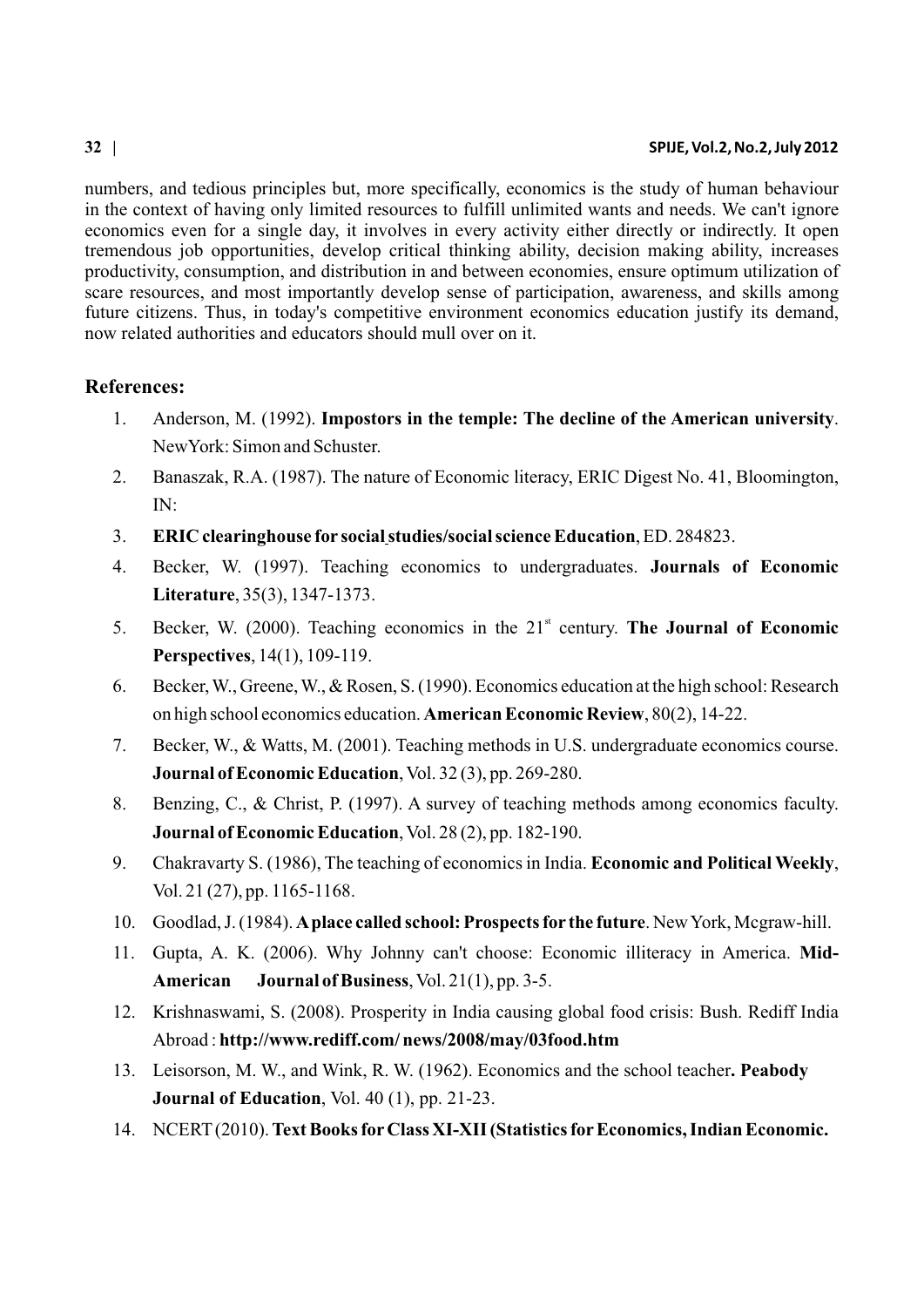numbers, and tedious principles but, more specifically, economics is the study of human behaviour in the context of having only limited resources to fulfill unlimited wants and needs. We can't ignore economics even for a single day, it involves in every activity either directly or indirectly. It open tremendous job opportunities, develop critical thinking ability, decision making ability, increases productivity, consumption, and distribution in and between economies, ensure optimum utilization of scare resources, and most importantly develop sense of participation, awareness, and skills among future citizens. Thus, in today's competitive environment economics education justify its demand, now related authorities and educators should mull over on it.

## References:

1. Anderson, M. (1992). **Impostors in the temple: The decline of the American university**. NewYork: Simon and Schuster.
2. Banaszak, R.A. (1987). The nature of Economic literacy, ERIC Digest No. 41, Bloomington, IN:
3. **ERIC clearinghouse for social studies/social science Education**, ED. 284823.
4. Becker, W. (1997). Teaching economics to undergraduates. **Journals of Economic Literature**, 35(3), 1347-1373.
5. Becker, W. (2000). Teaching economics in the 21[st] century. **The Journal of Economic Perspectives**, 14(1), 109-119.
6. Becker, W., Greene, W., & Rosen, S. (1990). Economics education at the high school: Research on high school economics education. **American Economic Review**, 80(2), 14-22.
7. Becker, W., & Watts, M. (2001). Teaching methods in U.S. undergraduate economics course. **Journal of Economic Education**, Vol. 32 (3), pp. 269-280.
8. Benzing, C., & Christ, P. (1997). A survey of teaching methods among economics faculty. **Journal of Economic Education**, Vol. 28 (2), pp. 182-190.
9. Chakravarty S. (1986), The teaching of economics in India. **Economic and Political Weekly**, Vol. 21 (27), pp. 1165-1168.
10. Goodlad, J. (1984). **A place called school: Prospects for the future**. New York, Mcgraw-hill.
11. Gupta, A. K. (2006). Why Johnny can't choose: Economic illiteracy in America. **Mid-American Journal of Business**, Vol. 21(1), pp. 3-5.
12. Krishnaswami, S. (2008). Prosperity in India causing global food crisis: Bush. Rediff India Abroad : **http://www.rediff.com/ news/2008/may/03food.htm**
13. Leisorson, M. W., and Wink, R. W. (1962). Economics and the school teacher**. Peabody Journal of Education**, Vol. 40 (1), pp. 21-23.
14. NCERT (2010). **Text Books for Class XI-XII (Statistics for Economics, Indian Economic.**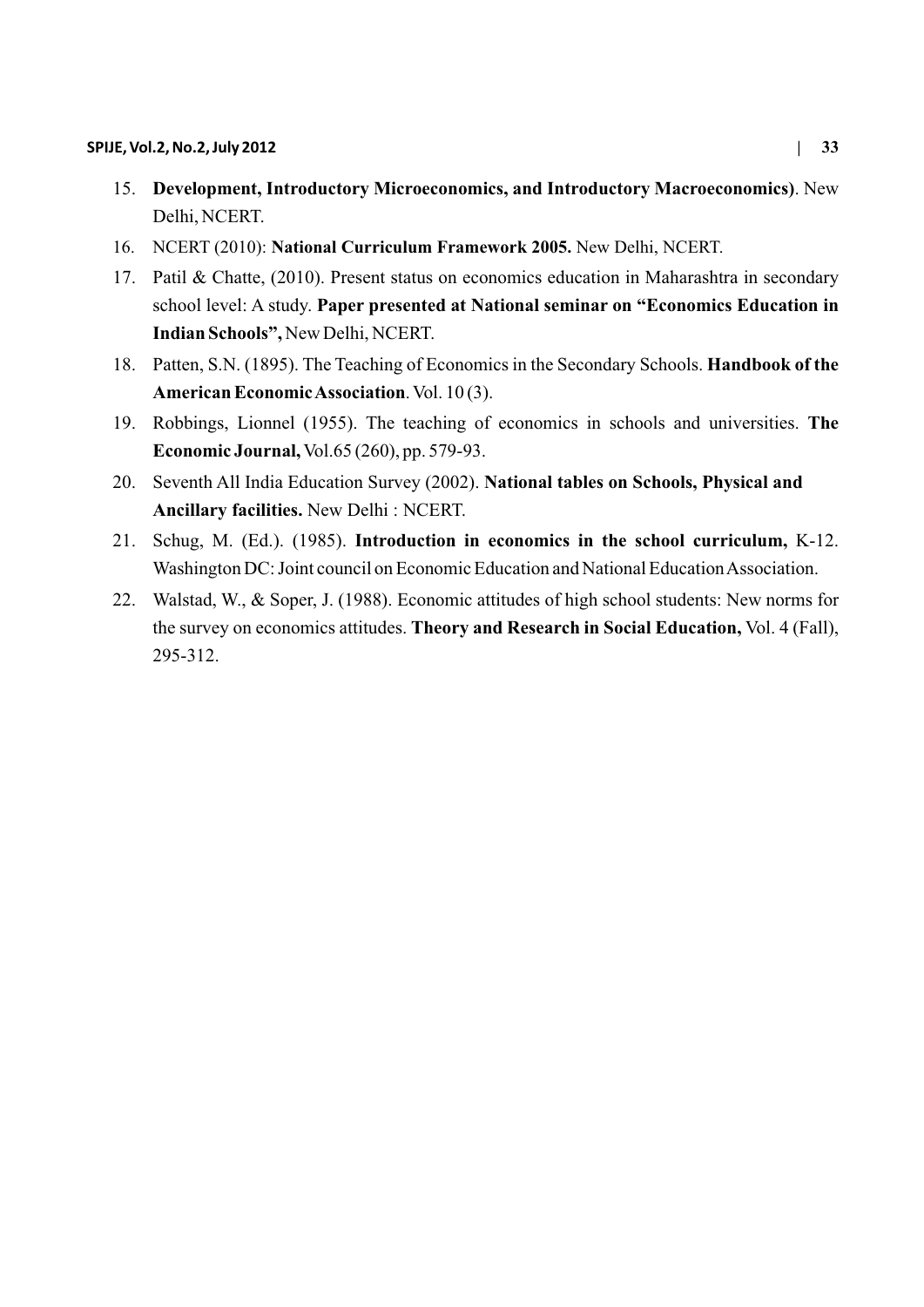15. **Development, Introductory Microeconomics, and Introductory Macroeconomics)**. New Delhi, NCERT.
16. NCERT (2010): **National Curriculum Framework 2005.** New Delhi, NCERT.
17. Patil & Chatte, (2010). Present status on economics education in Maharashtra in secondary school level: A study. **Paper presented at National seminar on "Economics Education in Indian Schools",** New Delhi, NCERT.
18. Patten, S.N. (1895). The Teaching of Economics in the Secondary Schools. **Handbook of the American Economic Association**. Vol. 10 (3).
19. Robbings, Lionnel (1955). The teaching of economics in schools and universities. **The Economic Journal,** Vol.65 (260), pp. 579-93.
20. Seventh All India Education Survey (2002). **National tables on Schools, Physical and Ancillary facilities.** New Delhi : NCERT.
21. Schug, M. (Ed.). (1985). **Introduction in economics in the school curriculum,** K-12. Washington DC: Joint council on Economic Education and National Education Association.
22. Walstad, W., & Soper, J. (1988). Economic attitudes of high school students: New norms for the survey on economics attitudes. **Theory and Research in Social Education,** Vol. 4 (Fall), 295-312.